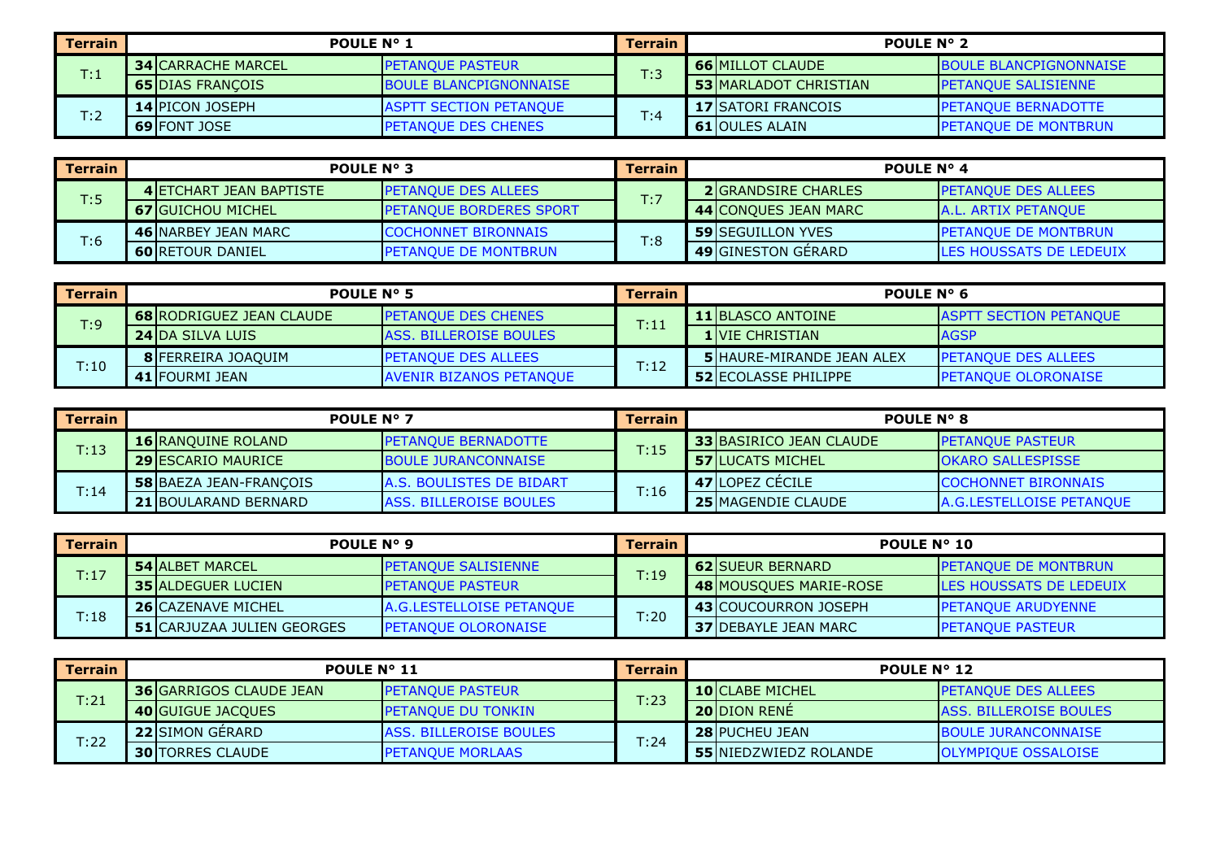| Terrain | POULE N° 1 | | | Terrain | POULE N° 2 | | |
|---|---|---|---|---|---|---|---|
| T:1 | 34 | CARRACHE MARCEL | PETANQUE PASTEUR | T:3 | 66 | MILLOT CLAUDE | BOULE BLANCPIGNONNAISE |
| | 65 | DIAS FRANÇOIS | BOULE BLANCPIGNONNAISE | | 53 | MARLADOT CHRISTIAN | PETANQUE SALISIENNE |
| T:2 | 14 | PICON JOSEPH | ASPTT SECTION PETANQUE | T:4 | 17 | SATORI FRANCOIS | PETANQUE BERNADOTTE |
| | 69 | FONT JOSE | PETANQUE DES CHENES | | 61 | OULES ALAIN | PETANQUE DE MONTBRUN |

| Terrain | POULE N° 3 | | | Terrain | POULE N° 4 | | |
|---|---|---|---|---|---|---|---|
| T:5 | 4 | ETCHART JEAN BAPTISTE | PETANQUE DES ALLEES | T:7 | 2 | GRANDSIRE CHARLES | PETANQUE DES ALLEES |
| | 67 | GUICHOU MICHEL | PETANQUE BORDERES SPORT | | 44 | CONQUES JEAN MARC | A.L. ARTIX PETANQUE |
| T:6 | 46 | NARBEY JEAN MARC | COCHONNET BIRONNAIS | T:8 | 59 | SEGUILLON YVES | PETANQUE DE MONTBRUN |
| | 60 | RETOUR DANIEL | PETANQUE DE MONTBRUN | | 49 | GINESTON GÉRARD | LES HOUSSATS DE LEDEUIX |

| Terrain | POULE N° 5 | | | Terrain | POULE N° 6 | | |
|---|---|---|---|---|---|---|---|
| T:9 | 68 | RODRIGUEZ JEAN CLAUDE | PETANQUE DES CHENES | T:11 | 11 | BLASCO ANTOINE | ASPTT SECTION PETANQUE |
| | 24 | DA SILVA LUIS | ASS. BILLEROISE BOULES | | 1 | VIE CHRISTIAN | AGSP |
| T:10 | 8 | FERREIRA JOAQUIM | PETANQUE DES ALLEES | T:12 | 5 | HAURE-MIRANDE JEAN ALEX | PETANQUE DES ALLEES |
| | 41 | FOURMI JEAN | AVENIR BIZANOS PETANQUE | | 52 | ECOLASSE PHILIPPE | PETANQUE OLORONAISE |

| Terrain | POULE N° 7 | | | Terrain | POULE N° 8 | | |
|---|---|---|---|---|---|---|---|
| T:13 | 16 | RANQUINE ROLAND | PETANQUE BERNADOTTE | T:15 | 33 | BASIRICO JEAN CLAUDE | PETANQUE PASTEUR |
| | 29 | ESCARIO MAURICE | BOULE JURANCONNAISE | | 57 | LUCATS MICHEL | OKARO SALLESPISSE |
| T:14 | 58 | BAEZA JEAN-FRANÇOIS | A.S. BOULISTES DE BIDART | T:16 | 47 | LOPEZ CÉCILE | COCHONNET BIRONNAIS |
| | 21 | BOULARAND BERNARD | ASS. BILLEROISE BOULES | | 25 | MAGENDIE CLAUDE | A.G.LESTELLOISE PETANQUE |

| Terrain | POULE N° 9 | | | Terrain | POULE N° 10 | | |
|---|---|---|---|---|---|---|---|
| T:17 | 54 | ALBET MARCEL | PETANQUE SALISIENNE | T:19 | 62 | SUEUR BERNARD | PETANQUE DE MONTBRUN |
| | 35 | ALDEGUER LUCIEN | PETANQUE PASTEUR | | 48 | MOUSQUES MARIE-ROSE | LES HOUSSATS DE LEDEUIX |
| T:18 | 26 | CAZENAVE MICHEL | A.G.LESTELLOISE PETANQUE | T:20 | 43 | COUCOURRON JOSEPH | PETANQUE ARUDYENNE |
| | 51 | CARJUZAA JULIEN GEORGES | PETANQUE OLORONAISE | | 37 | DEBAYLE JEAN MARC | PETANQUE PASTEUR |

| Terrain | POULE N° 11 | | | Terrain | POULE N° 12 | | |
|---|---|---|---|---|---|---|---|
| T:21 | 36 | GARRIGOS CLAUDE JEAN | PETANQUE PASTEUR | T:23 | 10 | CLABE MICHEL | PETANQUE DES ALLEES |
| | 40 | GUIGUE JACQUES | PETANQUE DU TONKIN | | 20 | DION RENÉ | ASS. BILLEROISE BOULES |
| T:22 | 22 | SIMON GÉRARD | ASS. BILLEROISE BOULES | T:24 | 28 | PUCHEU JEAN | BOULE JURANCONNAISE |
| | 30 | TORRES CLAUDE | PETANQUE MORLAAS | | 55 | NIEDZWIEDZ ROLANDE | OLYMPIQUE OSSALOISE |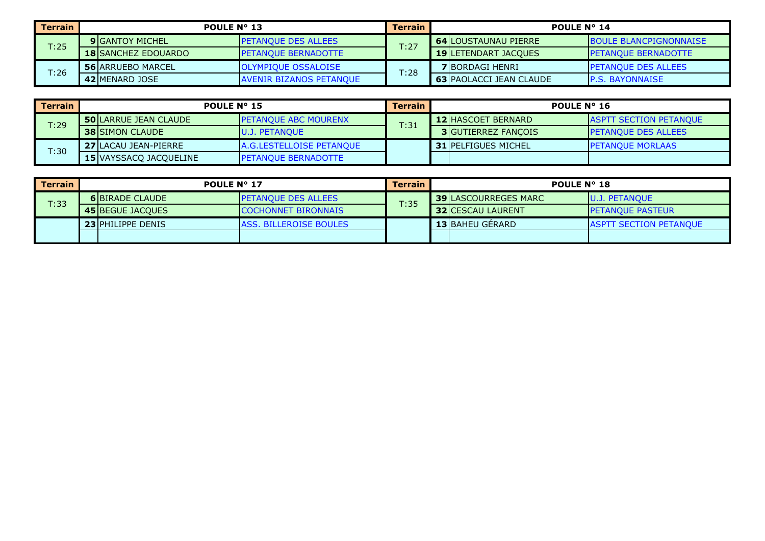| Terrain | POULE N° 13 | | | Terrain | POULE N° 14 | | |
|---|---|---|---|---|---|---|---|
| T:25 | 9 | GANTOY MICHEL | PETANQUE DES ALLEES | T:27 | 64 | LOUSTAUNAU PIERRE | BOULE BLANCPIGNONNAISE |
| | 18 | SANCHEZ EDOUARDO | PETANQUE BERNADOTTE | | 19 | LETENDART JACQUES | PETANQUE BERNADOTTE |
| T:26 | 56 | ARRUEBO MARCEL | OLYMPIQUE OSSALOISE | T:28 | 7 | BORDAGI HENRI | PETANQUE DES ALLEES |
| | 42 | MENARD JOSE | AVENIR BIZANOS PETANQUE | | 63 | PAOLACCI JEAN CLAUDE | P.S. BAYONNAISE |

| Terrain | POULE N° 15 | | | Terrain | POULE N° 16 | | |
|---|---|---|---|---|---|---|---|
| T:29 | 50 | LARRUE JEAN CLAUDE | PETANQUE ABC MOURENX | T:31 | 12 | HASCOET BERNARD | ASPTT SECTION PETANQUE |
| | 38 | SIMON CLAUDE | U.J. PETANQUE | | 3 | GUTIERREZ FANÇOIS | PETANQUE DES ALLEES |
| T:30 | 27 | LACAU JEAN-PIERRE | A.G.LESTELLOISE PETANQUE | | 31 | PELFIGUES MICHEL | PETANQUE MORLAAS |
| | 15 | VAYSSACQ JACQUELINE | PETANQUE BERNADOTTE | | | | |

| Terrain | POULE N° 17 | | | Terrain | POULE N° 18 | | |
|---|---|---|---|---|---|---|---|
| T:33 | 6 | BIRADE CLAUDE | PETANQUE DES ALLEES | T:35 | 39 | LASCOURREGES MARC | U.J. PETANQUE |
| | 45 | BEGUE JACQUES | COCHONNET BIRONNAIS | | 32 | CESCAU LAURENT | PETANQUE PASTEUR |
| | 23 | PHILIPPE DENIS | ASS. BILLEROISE BOULES | | 13 | BAHEU GÉRARD | ASPTT SECTION PETANQUE |
| | | | | | | | |